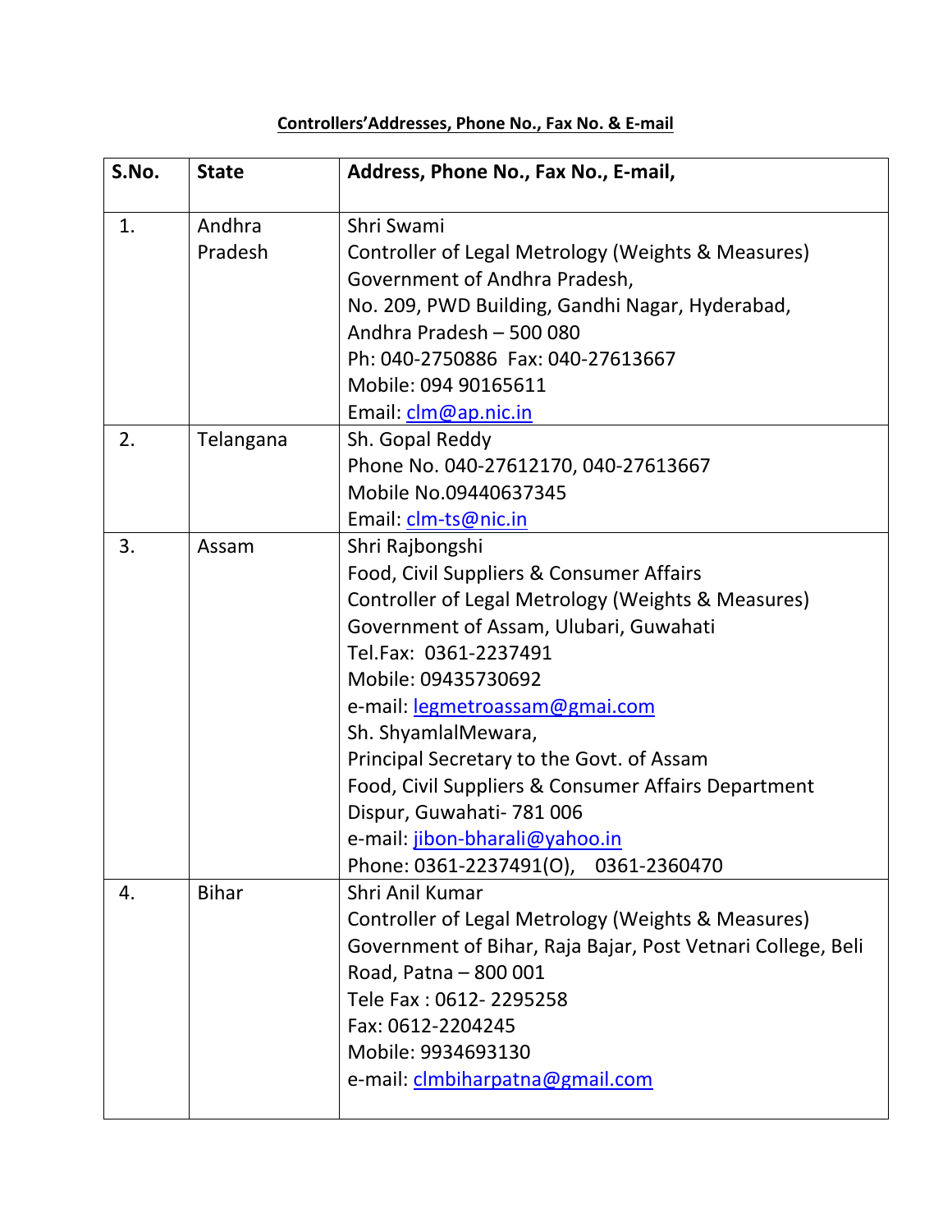**Controllers'Addresses, Phone No., Fax No. & E-mail**

| S.No. | State | Address, Phone No., Fax No., E-mail, |
|---|---|---|
| 1. | Andhra Pradesh | Shri Swami<br>Controller of Legal Metrology (Weights & Measures)<br>Government of Andhra Pradesh,<br>No. 209, PWD Building, Gandhi Nagar, Hyderabad, Andhra Pradesh – 500 080<br>Ph: 040-2750886 Fax: 040-27613667<br>Mobile: 094 90165611<br>Email: clm@ap.nic.in |
| 2. | Telangana | Sh. Gopal Reddy<br>Phone No. 040-27612170, 040-27613667<br>Mobile No.09440637345<br>Email: clm-ts@nic.in |
| 3. | Assam | Shri Rajbongshi<br>Food, Civil Suppliers & Consumer Affairs<br>Controller of Legal Metrology (Weights & Measures)<br>Government of Assam, Ulubari, Guwahati<br>Tel.Fax: 0361-2237491<br>Mobile: 09435730692<br>e-mail: legmetroassam@gmai.com<br>Sh. ShyamlalMewara,<br>Principal Secretary to the Govt. of Assam<br>Food, Civil Suppliers & Consumer Affairs Department<br>Dispur, Guwahati- 781 006<br>e-mail: jibon-bharali@yahoo.in<br>Phone: 0361-2237491(O), 0361-2360470 |
| 4. | Bihar | Shri Anil Kumar<br>Controller of Legal Metrology (Weights & Measures)<br>Government of Bihar, Raja Bajar, Post Vetnari College, Beli Road, Patna – 800 001<br>Tele Fax : 0612- 2295258<br>Fax: 0612-2204245<br>Mobile: 9934693130<br>e-mail: clmbiharpatna@gmail.com |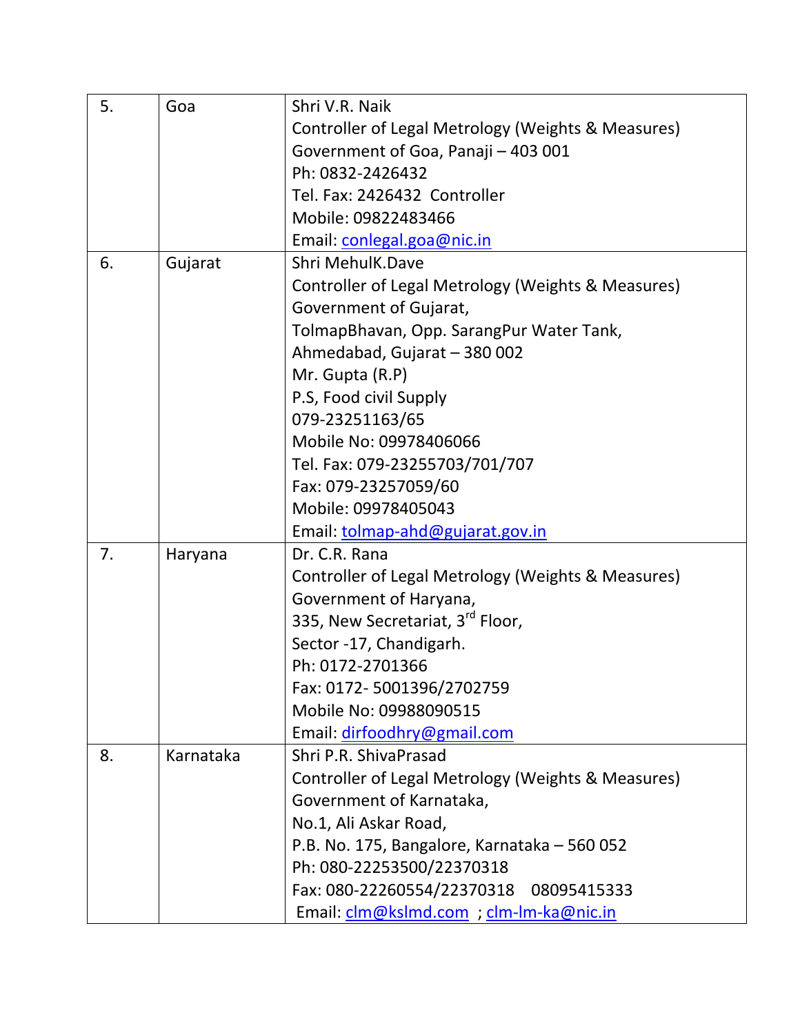| | | |
|---|---|---|
| 5. | Goa | Shri V.R. Naik<br>Controller of Legal Metrology (Weights & Measures)<br>Government of Goa, Panaji – 403 001<br>Ph: 0832-2426432<br>Tel. Fax: 2426432 Controller<br>Mobile: 09822483466<br>Email: conlegal.goa@nic.in |
| 6. | Gujarat | Shri MehulK.Dave<br>Controller of Legal Metrology (Weights & Measures)<br>Government of Gujarat,<br>TolmapBhavan, Opp. SarangPur Water Tank,<br>Ahmedabad, Gujarat – 380 002<br>Mr. Gupta (R.P)<br>P.S, Food civil Supply<br>079-23251163/65<br>Mobile No: 09978406066<br>Tel. Fax: 079-23255703/701/707<br>Fax: 079-23257059/60<br>Mobile: 09978405043<br>Email: tolmap-ahd@gujarat.gov.in |
| 7. | Haryana | Dr. C.R. Rana<br>Controller of Legal Metrology (Weights & Measures)<br>Government of Haryana,<br>335, New Secretariat, 3rd Floor,<br>Sector -17, Chandigarh.<br>Ph: 0172-2701366<br>Fax: 0172- 5001396/2702759<br>Mobile No: 09988090515<br>Email: dirfoodhry@gmail.com |
| 8. | Karnataka | Shri P.R. ShivaPrasad<br>Controller of Legal Metrology (Weights & Measures)<br>Government of Karnataka,<br>No.1, Ali Askar Road,<br>P.B. No. 175, Bangalore, Karnataka – 560 052<br>Ph: 080-22253500/22370318<br>Fax: 080-22260554/22370318 08095415333<br>Email: clm@kslmd.com ; clm-lm-ka@nic.in |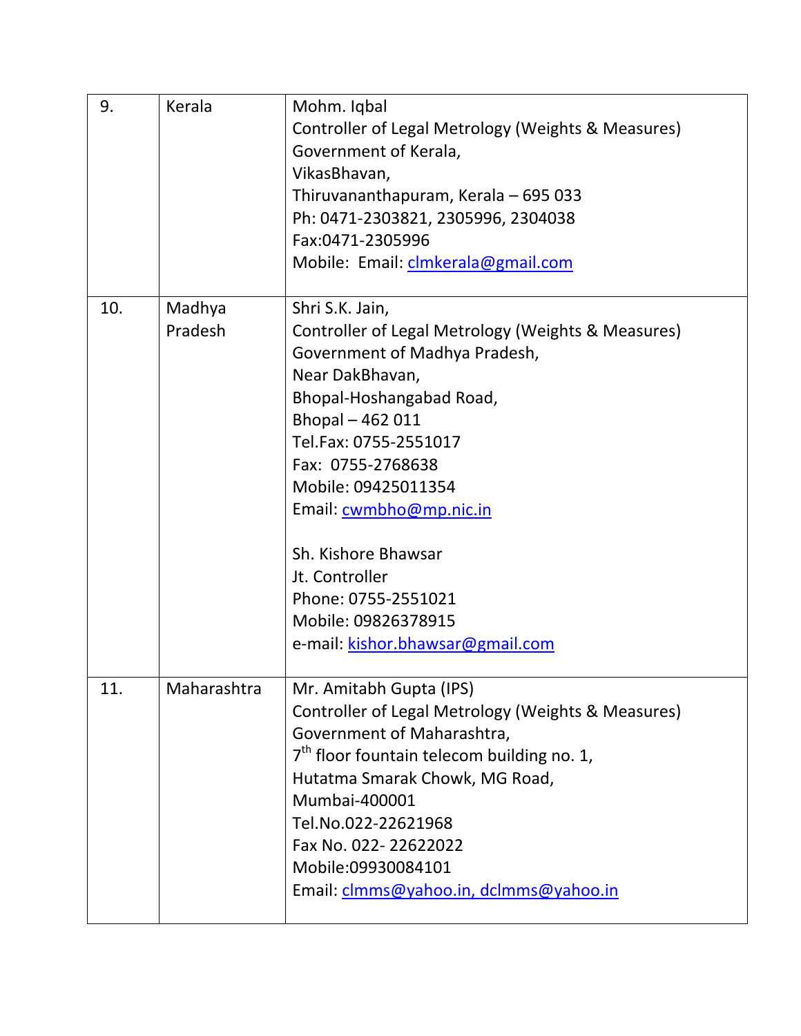| 9. | Kerala | Mohm. Iqbal<br>Controller of Legal Metrology (Weights & Measures)<br>Government of Kerala,<br>VikasBhavan,<br>Thiruvananthapuram, Kerala – 695 033<br>Ph: 0471-2303821, 2305996, 2304038<br>Fax:0471-2305996<br>Mobile: Email: clmkerala@gmail.com |
|---|---|---|
| 10. | Madhya Pradesh | Shri S.K. Jain,<br>Controller of Legal Metrology (Weights & Measures)<br>Government of Madhya Pradesh,<br>Near DakBhavan,<br>Bhopal-Hoshangabad Road,<br>Bhopal – 462 011<br>Tel.Fax: 0755-2551017<br>Fax: 0755-2768638<br>Mobile: 09425011354<br>Email: cwmbho@mp.nic.in<br><br>Sh. Kishore Bhawsar<br>Jt. Controller<br>Phone: 0755-2551021<br>Mobile: 09826378915<br>e-mail: kishor.bhawsar@gmail.com |
| 11. | Maharashtra | Mr. Amitabh Gupta (IPS)<br>Controller of Legal Metrology (Weights & Measures)<br>Government of Maharashtra,<br>7th floor fountain telecom building no. 1,<br>Hutatma Smarak Chowk, MG Road,<br>Mumbai-400001<br>Tel.No.022-22621968<br>Fax No. 022- 22622022<br>Mobile:09930084101<br>Email: clmms@yahoo.in, dclmms@yahoo.in |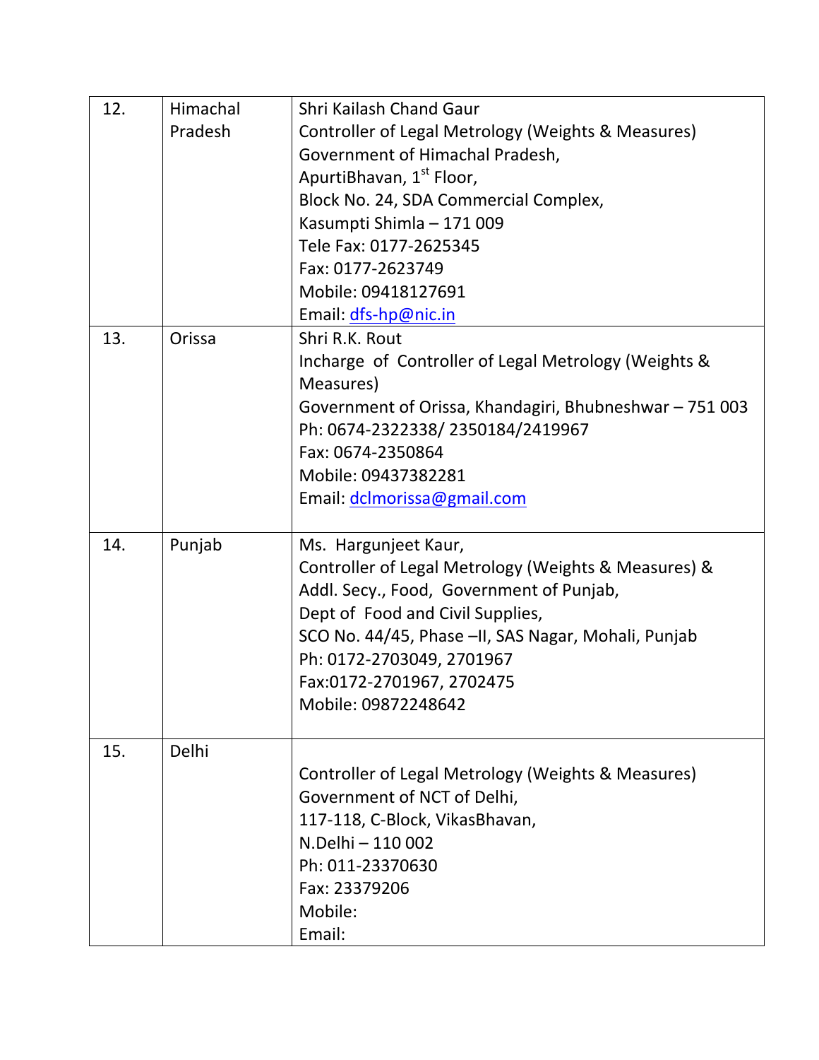| | | |
|---|---|---|
| 12. | Himachal Pradesh | Shri Kailash Chand Gaur<br>Controller of Legal Metrology (Weights & Measures)<br>Government of Himachal Pradesh,<br>ApurtiBhavan, 1st Floor,<br>Block No. 24, SDA Commercial Complex,<br>Kasumpti Shimla – 171 009<br>Tele Fax: 0177-2625345<br>Fax: 0177-2623749<br>Mobile: 09418127691<br>Email: dfs-hp@nic.in |
| 13. | Orissa | Shri R.K. Rout<br>Incharge of Controller of Legal Metrology (Weights & Measures)<br>Government of Orissa, Khandagiri, Bhubneshwar – 751 003<br>Ph: 0674-2322338/ 2350184/2419967<br>Fax: 0674-2350864<br>Mobile: 09437382281<br>Email: dclmorissa@gmail.com |
| 14. | Punjab | Ms. Hargunjeet Kaur,<br>Controller of Legal Metrology (Weights & Measures) & Addl. Secy., Food, Government of Punjab,<br>Dept of Food and Civil Supplies,<br>SCO No. 44/45, Phase –II, SAS Nagar, Mohali, Punjab<br>Ph: 0172-2703049, 2701967<br>Fax:0172-2701967, 2702475<br>Mobile: 09872248642 |
| 15. | Delhi | Controller of Legal Metrology (Weights & Measures)<br>Government of NCT of Delhi,<br>117-118, C-Block, VikasBhavan,<br>N.Delhi – 110 002<br>Ph: 011-23370630<br>Fax: 23379206<br>Mobile:<br>Email: |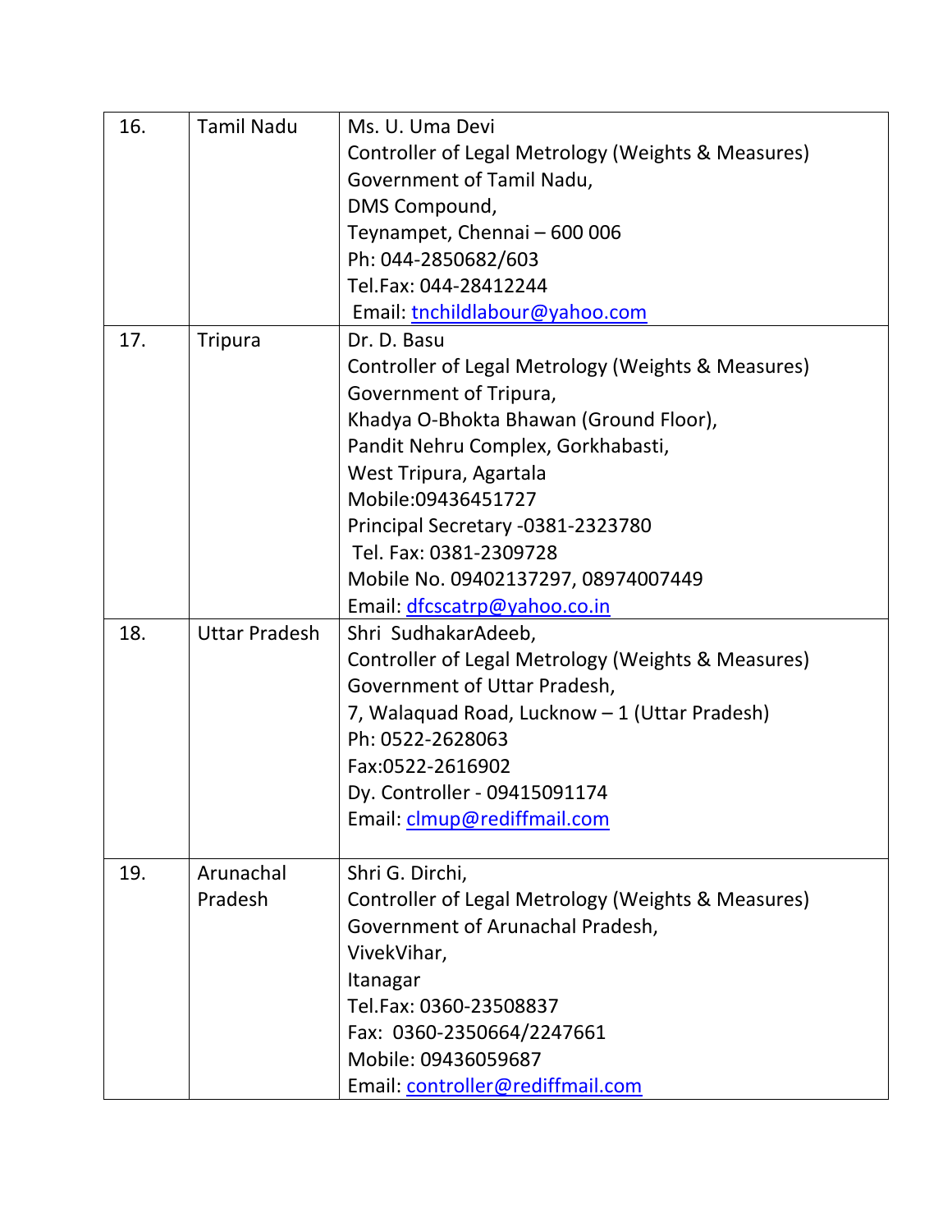| | | |
|---|---|---|
| 16. | Tamil Nadu | Ms. U. Uma Devi<br>Controller of Legal Metrology (Weights & Measures)<br>Government of Tamil Nadu,<br>DMS Compound,<br>Teynampet, Chennai – 600 006<br>Ph: 044-2850682/603<br>Tel.Fax: 044-28412244<br>Email: tnchildlabour@yahoo.com |
| 17. | Tripura | Dr. D. Basu<br>Controller of Legal Metrology (Weights & Measures)<br>Government of Tripura,<br>Khadya O-Bhokta Bhawan (Ground Floor),<br>Pandit Nehru Complex, Gorkhabasti,<br>West Tripura, Agartala<br>Mobile:09436451727<br>Principal Secretary -0381-2323780<br>Tel. Fax: 0381-2309728<br>Mobile No. 09402137297, 08974007449<br>Email: dfcscatrp@yahoo.co.in |
| 18. | Uttar Pradesh | Shri SudhakarAdeeb,<br>Controller of Legal Metrology (Weights & Measures)<br>Government of Uttar Pradesh,<br>7, Walaquad Road, Lucknow – 1 (Uttar Pradesh)<br>Ph: 0522-2628063<br>Fax:0522-2616902<br>Dy. Controller - 09415091174<br>Email: clmup@rediffmail.com |
| 19. | Arunachal Pradesh | Shri G. Dirchi,<br>Controller of Legal Metrology (Weights & Measures)<br>Government of Arunachal Pradesh,<br>VivekVihar,<br>Itanagar<br>Tel.Fax: 0360-23508837<br>Fax: 0360-2350664/2247661<br>Mobile: 09436059687<br>Email: controller@rediffmail.com |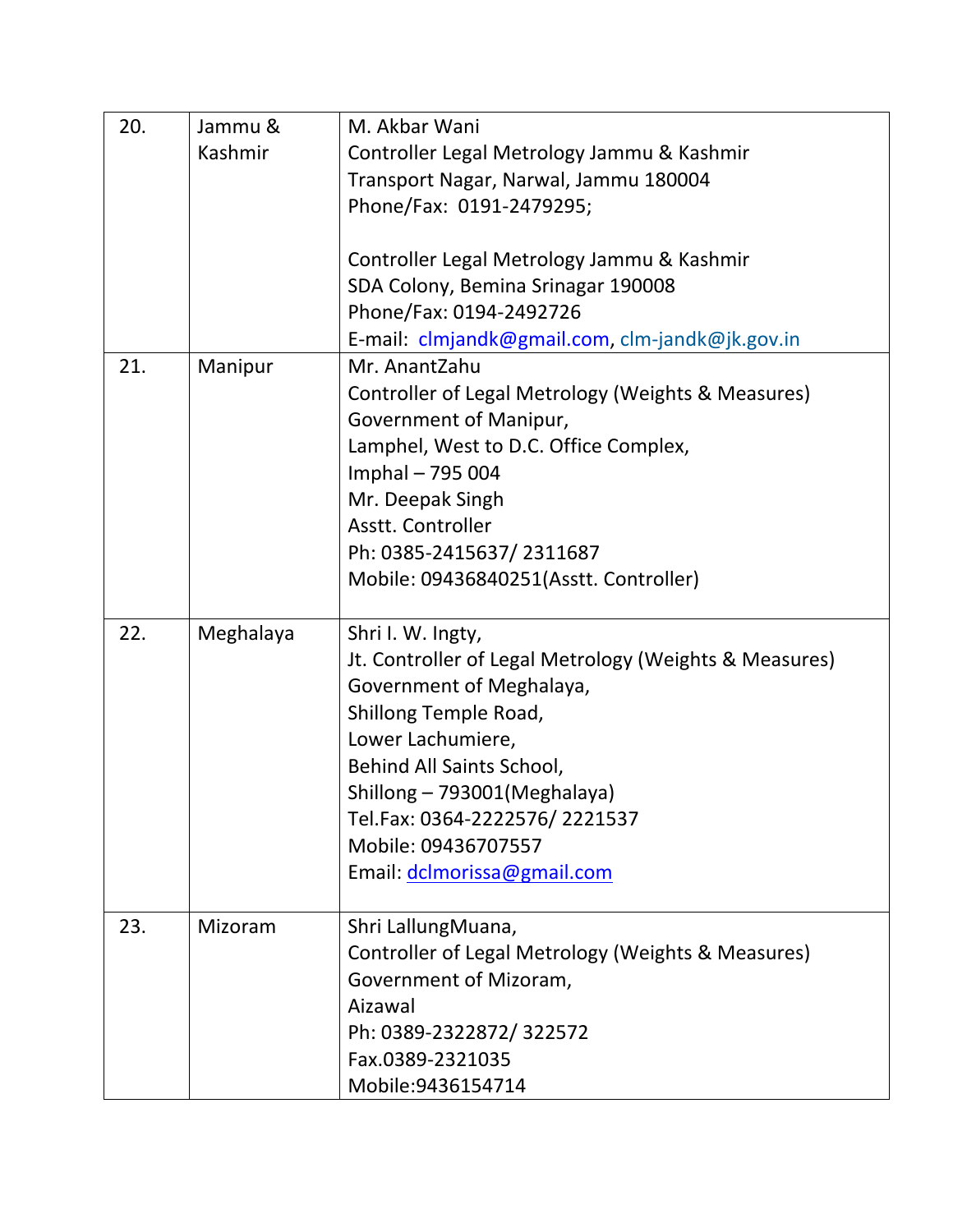| 20. | Jammu & Kashmir | M. Akbar Wani<br>Controller Legal Metrology Jammu & Kashmir<br>Transport Nagar, Narwal, Jammu 180004<br>Phone/Fax: 0191-2479295;<br><br>Controller Legal Metrology Jammu & Kashmir<br>SDA Colony, Bemina Srinagar 190008<br>Phone/Fax: 0194-2492726<br>E-mail: clmjandk@gmail.com, clm-jandk@jk.gov.in |
|---|---|---|
| 21. | Manipur | Mr. AnantZahu<br>Controller of Legal Metrology (Weights & Measures)<br>Government of Manipur,<br>Lamphel, West to D.C. Office Complex,<br>Imphal – 795 004<br>Mr. Deepak Singh<br>Asstt. Controller<br>Ph: 0385-2415637/ 2311687<br>Mobile: 09436840251(Asstt. Controller) |
| 22. | Meghalaya | Shri I. W. Ingty,<br>Jt. Controller of Legal Metrology (Weights & Measures)<br>Government of Meghalaya,<br>Shillong Temple Road,<br>Lower Lachumiere,<br>Behind All Saints School,<br>Shillong – 793001(Meghalaya)<br>Tel.Fax: 0364-2222576/ 2221537<br>Mobile: 09436707557<br>Email: dclmorissa@gmail.com |
| 23. | Mizoram | Shri LallungMuana,<br>Controller of Legal Metrology (Weights & Measures)<br>Government of Mizoram,<br>Aizawal<br>Ph: 0389-2322872/ 322572<br>Fax.0389-2321035<br>Mobile:9436154714 |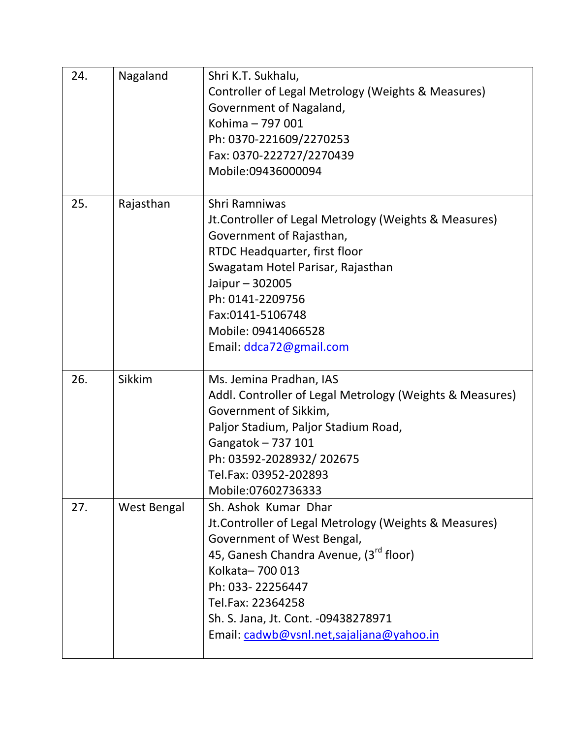| 24. | Nagaland | Shri K.T. Sukhalu,<br>Controller of Legal Metrology (Weights & Measures)<br>Government of Nagaland,<br>Kohima – 797 001<br>Ph: 0370-221609/2270253<br>Fax: 0370-222727/2270439<br>Mobile:09436000094 |
|---|---|---|
| 25. | Rajasthan | Shri Ramniwas<br>Jt.Controller of Legal Metrology (Weights & Measures)<br>Government of Rajasthan,<br>RTDC Headquarter, first floor<br>Swagatam Hotel Parisar, Rajasthan<br>Jaipur – 302005<br>Ph: 0141-2209756<br>Fax:0141-5106748<br>Mobile: 09414066528<br>Email: ddca72@gmail.com |
| 26. | Sikkim | Ms. Jemina Pradhan, IAS<br>Addl. Controller of Legal Metrology (Weights & Measures)<br>Government of Sikkim,<br>Paljor Stadium, Paljor Stadium Road,<br>Gangatok – 737 101<br>Ph: 03592-2028932/ 202675<br>Tel.Fax: 03952-202893<br>Mobile:07602736333 |
| 27. | West Bengal | Sh. Ashok Kumar Dhar<br>Jt.Controller of Legal Metrology (Weights & Measures)<br>Government of West Bengal,<br>45, Ganesh Chandra Avenue, (3rd floor)<br>Kolkata– 700 013<br>Ph: 033- 22256447<br>Tel.Fax: 22364258<br>Sh. S. Jana, Jt. Cont. -09438278971<br>Email: cadwb@vsnl.net,sajaljana@yahoo.in |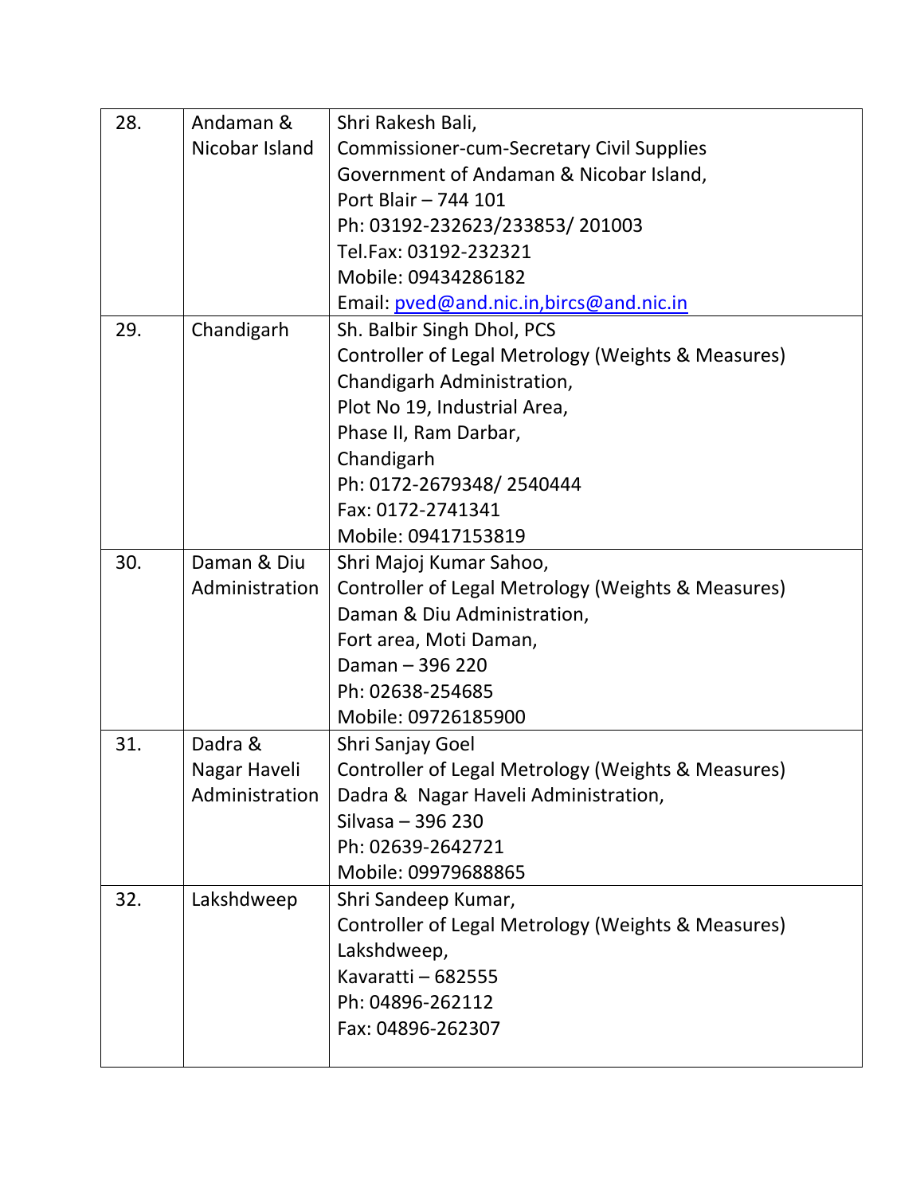| | | |
|---|---|---|
| 28. | Andaman & Nicobar Island | Shri Rakesh Bali,<br>Commissioner-cum-Secretary Civil Supplies<br>Government of Andaman & Nicobar Island,<br>Port Blair – 744 101<br>Ph: 03192-232623/233853/ 201003<br>Tel.Fax: 03192-232321<br>Mobile: 09434286182<br>Email: pved@and.nic.in,bircs@and.nic.in |
| 29. | Chandigarh | Sh. Balbir Singh Dhol, PCS<br>Controller of Legal Metrology (Weights & Measures)<br>Chandigarh Administration,<br>Plot No 19, Industrial Area,<br>Phase II, Ram Darbar,<br>Chandigarh<br>Ph: 0172-2679348/ 2540444<br>Fax: 0172-2741341<br>Mobile: 09417153819 |
| 30. | Daman & Diu Administration | Shri Majoj Kumar Sahoo,<br>Controller of Legal Metrology (Weights & Measures)<br>Daman & Diu Administration,<br>Fort area, Moti Daman,<br>Daman – 396 220<br>Ph: 02638-254685<br>Mobile: 09726185900 |
| 31. | Dadra & Nagar Haveli Administration | Shri Sanjay Goel<br>Controller of Legal Metrology (Weights & Measures)<br>Dadra & Nagar Haveli Administration,<br>Silvasa – 396 230<br>Ph: 02639-2642721<br>Mobile: 09979688865 |
| 32. | Lakshdweep | Shri Sandeep Kumar,<br>Controller of Legal Metrology (Weights & Measures)<br>Lakshdweep,<br>Kavaratti – 682555<br>Ph: 04896-262112<br>Fax: 04896-262307 |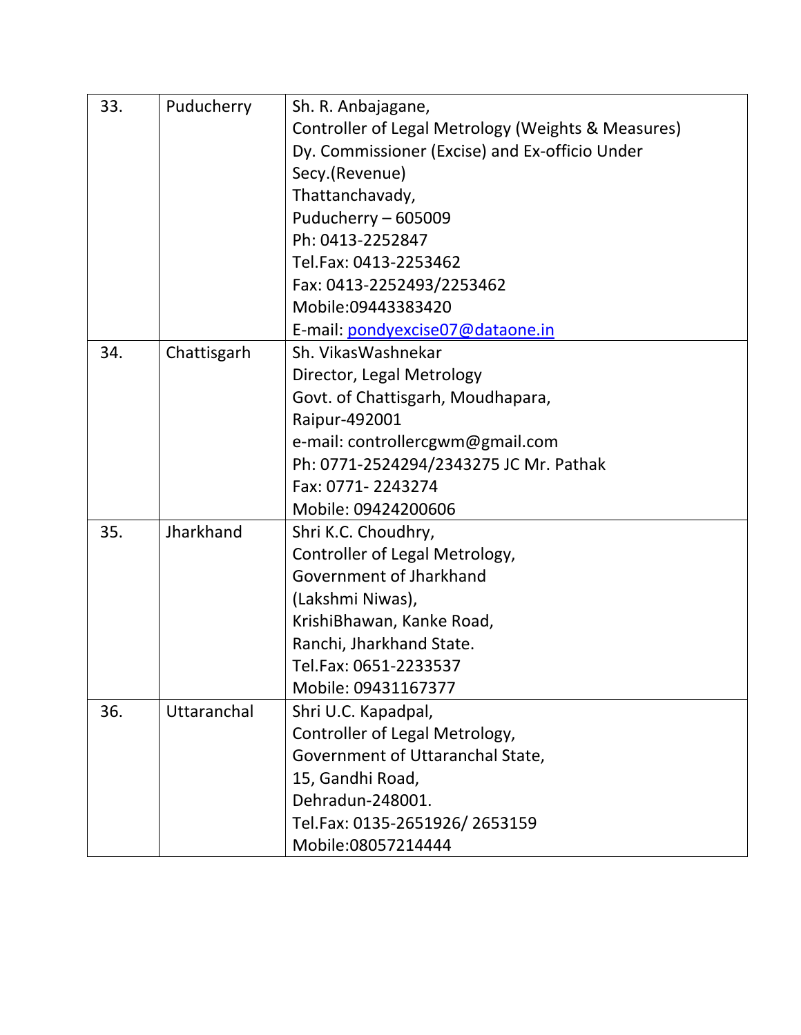| | | |
|---|---|---|
| 33. | Puducherry | Sh. R. Anbajagane,<br>Controller of Legal Metrology (Weights & Measures)<br>Dy. Commissioner (Excise) and Ex-officio Under Secy.(Revenue)<br>Thattanchavady,<br>Puducherry – 605009<br>Ph: 0413-2252847<br>Tel.Fax: 0413-2253462<br>Fax: 0413-2252493/2253462<br>Mobile:09443383420<br>E-mail: pondyexcise07@dataone.in |
| 34. | Chattisgarh | Sh. VikasWashnekar<br>Director, Legal Metrology<br>Govt. of Chattisgarh, Moudhapara,<br>Raipur-492001<br>e-mail: controllercgwm@gmail.com<br>Ph: 0771-2524294/2343275 JC Mr. Pathak<br>Fax: 0771- 2243274<br>Mobile: 09424200606 |
| 35. | Jharkhand | Shri K.C. Choudhry,<br>Controller of Legal Metrology,<br>Government of Jharkhand<br>(Lakshmi Niwas),<br>KrishiBhawan, Kanke Road,<br>Ranchi, Jharkhand State.<br>Tel.Fax: 0651-2233537<br>Mobile: 09431167377 |
| 36. | Uttaranchal | Shri U.C. Kapadpal,<br>Controller of Legal Metrology,<br>Government of Uttaranchal State,<br>15, Gandhi Road,<br>Dehradun-248001.<br>Tel.Fax: 0135-2651926/ 2653159<br>Mobile:08057214444 |